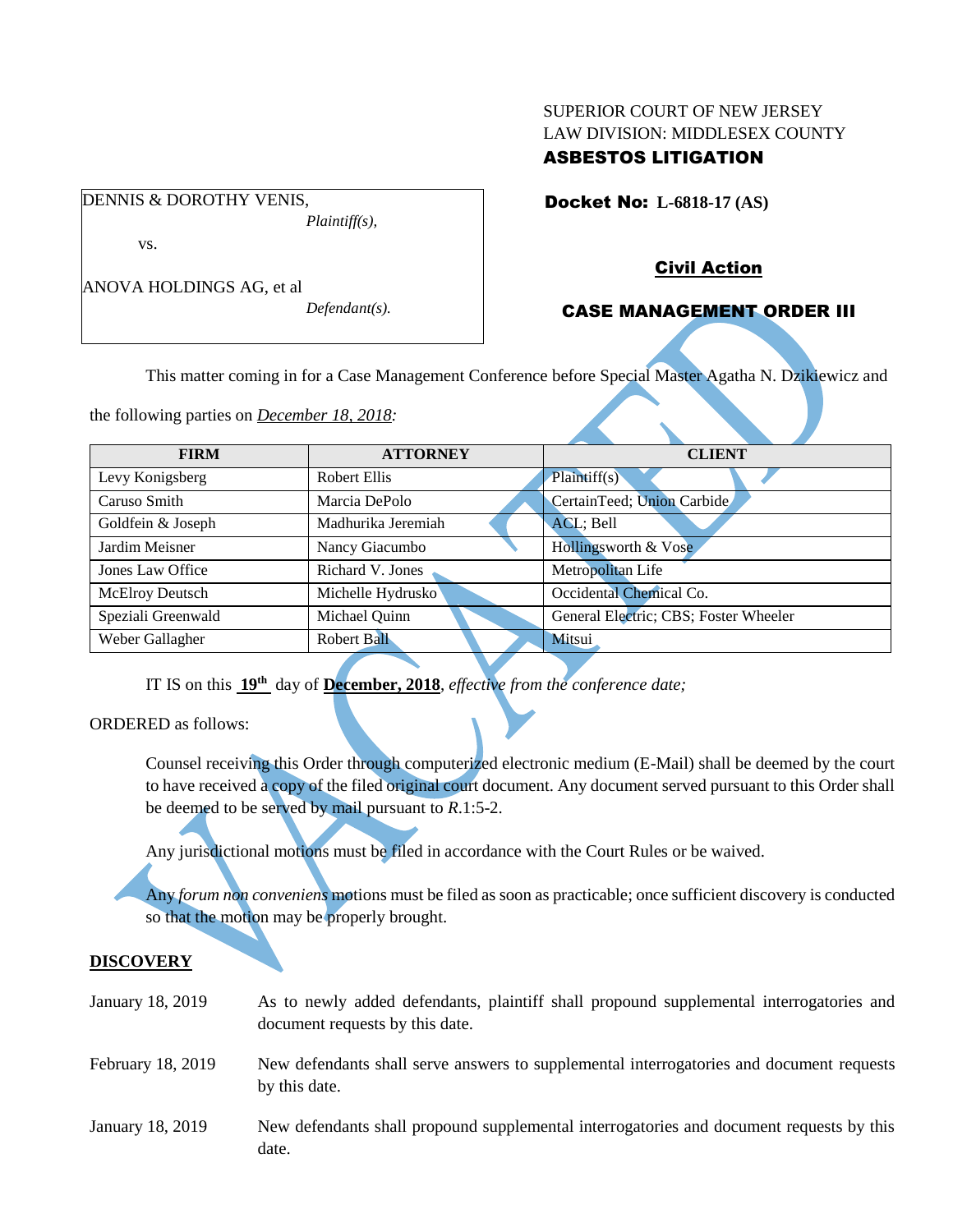SUPERIOR COURT OF NEW JERSEY
LAW DIVISION: MIDDLESEX COUNTY
**ASBESTOS LITIGATION**

DENNIS & DOROTHY VENIS,
*Plaintiff(s),*

vs.

ANOVA HOLDINGS AG, et al
*Defendant(s).*

**Docket No: L-6818-17 (AS)**

**Civil Action**

**CASE MANAGEMENT ORDER III**

This matter coming in for a Case Management Conference before Special Master Agatha N. Dzikiewicz and the following parties on *December 18, 2018:*

| FIRM | ATTORNEY | CLIENT |
|---|---|---|
| Levy Konigsberg | Robert Ellis | Plaintiff(s) |
| Caruso Smith | Marcia DePolo | CertainTeed; Union Carbide |
| Goldfein & Joseph | Madhurika Jeremiah | ACL; Bell |
| Jardim Meisner | Nancy Giacumbo | Hollingsworth & Vose |
| Jones Law Office | Richard V. Jones | Metropolitan Life |
| McElroy Deutsch | Michelle Hydrusko | Occidental Chemical Co. |
| Speziali Greenwald | Michael Quinn | General Electric; CBS; Foster Wheeler |
| Weber Gallagher | Robert Ball | Mitsui |

IT IS on this **19th** day of **December, 2018**, *effective from the conference date;*

ORDERED as follows:

Counsel receiving this Order through computerized electronic medium (E-Mail) shall be deemed by the court to have received a copy of the filed original court document. Any document served pursuant to this Order shall be deemed to be served by mail pursuant to *R*.1:5-2.

Any jurisdictional motions must be filed in accordance with the Court Rules or be waived.

Any *forum non conveniens* motions must be filed as soon as practicable; once sufficient discovery is conducted so that the motion may be properly brought.

**DISCOVERY**

January 18, 2019 — As to newly added defendants, plaintiff shall propound supplemental interrogatories and document requests by this date.

February 18, 2019 — New defendants shall serve answers to supplemental interrogatories and document requests by this date.

January 18, 2019 — New defendants shall propound supplemental interrogatories and document requests by this date.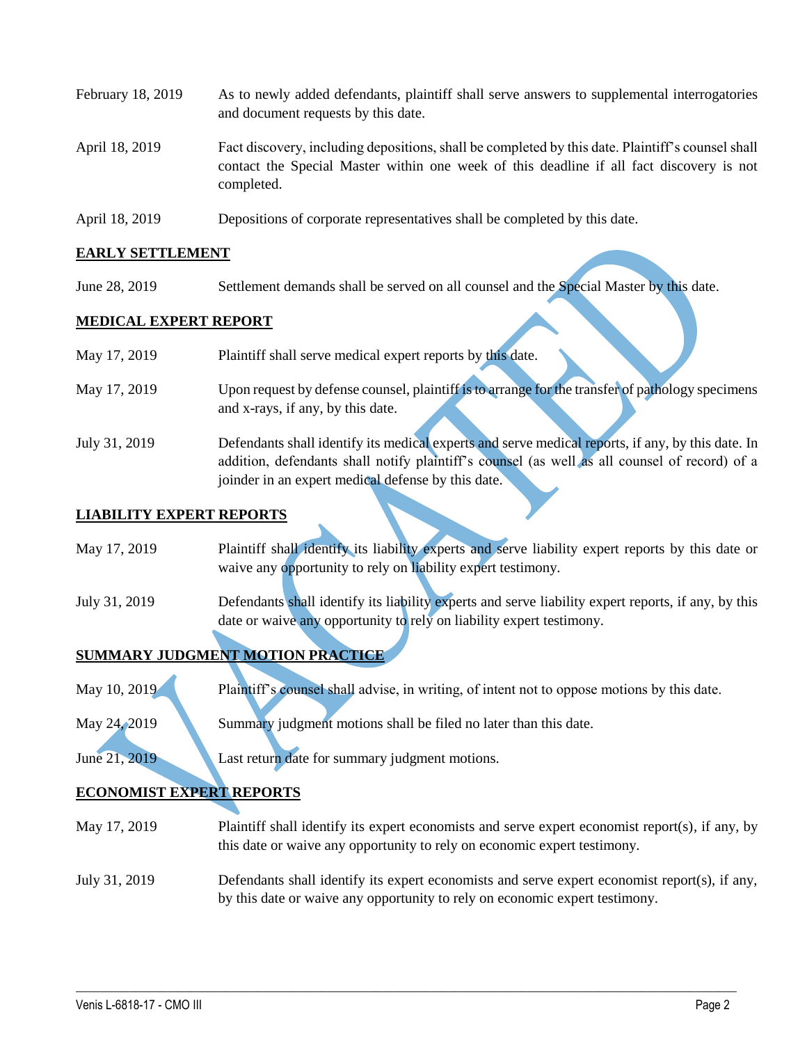| | |
|---|---|
| February 18, 2019 | As to newly added defendants, plaintiff shall serve answers to supplemental interrogatories and document requests by this date. |
| April 18, 2019 | Fact discovery, including depositions, shall be completed by this date. Plaintiff's counsel shall contact the Special Master within one week of this deadline if all fact discovery is not completed. |
| April 18, 2019 | Depositions of corporate representatives shall be completed by this date. |

**EARLY SETTLEMENT**

| | |
|---|---|
| June 28, 2019 | Settlement demands shall be served on all counsel and the Special Master by this date. |

**MEDICAL EXPERT REPORT**

| | |
|---|---|
| May 17, 2019 | Plaintiff shall serve medical expert reports by this date. |
| May 17, 2019 | Upon request by defense counsel, plaintiff is to arrange for the transfer of pathology specimens and x-rays, if any, by this date. |
| July 31, 2019 | Defendants shall identify its medical experts and serve medical reports, if any, by this date. In addition, defendants shall notify plaintiff's counsel (as well as all counsel of record) of a joinder in an expert medical defense by this date. |

**LIABILITY EXPERT REPORTS**

| | |
|---|---|
| May 17, 2019 | Plaintiff shall identify its liability experts and serve liability expert reports by this date or waive any opportunity to rely on liability expert testimony. |
| July 31, 2019 | Defendants shall identify its liability experts and serve liability expert reports, if any, by this date or waive any opportunity to rely on liability expert testimony. |

**SUMMARY JUDGMENT MOTION PRACTICE**

| | |
|---|---|
| May 10, 2019 | Plaintiff's counsel shall advise, in writing, of intent not to oppose motions by this date. |
| May 24, 2019 | Summary judgment motions shall be filed no later than this date. |
| June 21, 2019 | Last return date for summary judgment motions. |

**ECONOMIST EXPERT REPORTS**

| | |
|---|---|
| May 17, 2019 | Plaintiff shall identify its expert economists and serve expert economist report(s), if any, by this date or waive any opportunity to rely on economic expert testimony. |
| July 31, 2019 | Defendants shall identify its expert economists and serve expert economist report(s), if any, by this date or waive any opportunity to rely on economic expert testimony. |

VACATED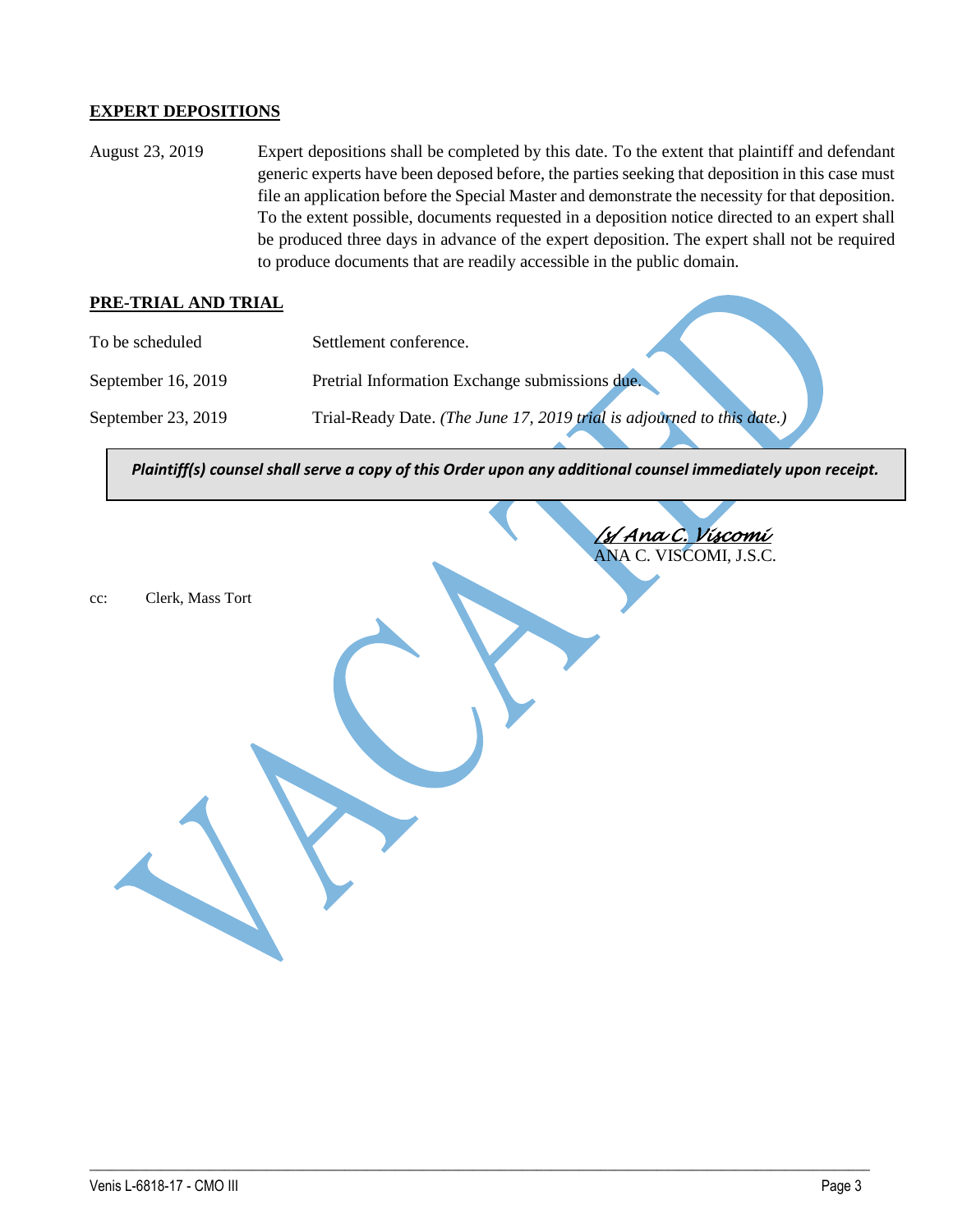**EXPERT DEPOSITIONS**

| | |
|---|---|
| August 23, 2019 | Expert depositions shall be completed by this date. To the extent that plaintiff and defendant generic experts have been deposed before, the parties seeking that deposition in this case must file an application before the Special Master and demonstrate the necessity for that deposition. To the extent possible, documents requested in a deposition notice directed to an expert shall be produced three days in advance of the expert deposition. The expert shall not be required to produce documents that are readily accessible in the public domain. |

**PRE-TRIAL AND TRIAL**

| | |
|---|---|
| To be scheduled | Settlement conference. |
| September 16, 2019 | Pretrial Information Exchange submissions due. |
| September 23, 2019 | Trial-Ready Date. *(The June 17, 2019 trial is adjourned to this date.)* |

***Plaintiff(s) counsel shall serve a copy of this Order upon any additional counsel immediately upon receipt.***

VACATED

/s/ Ana C. Viscomi
ANA C. VISCOMI, J.S.C.

cc: Clerk, Mass Tort